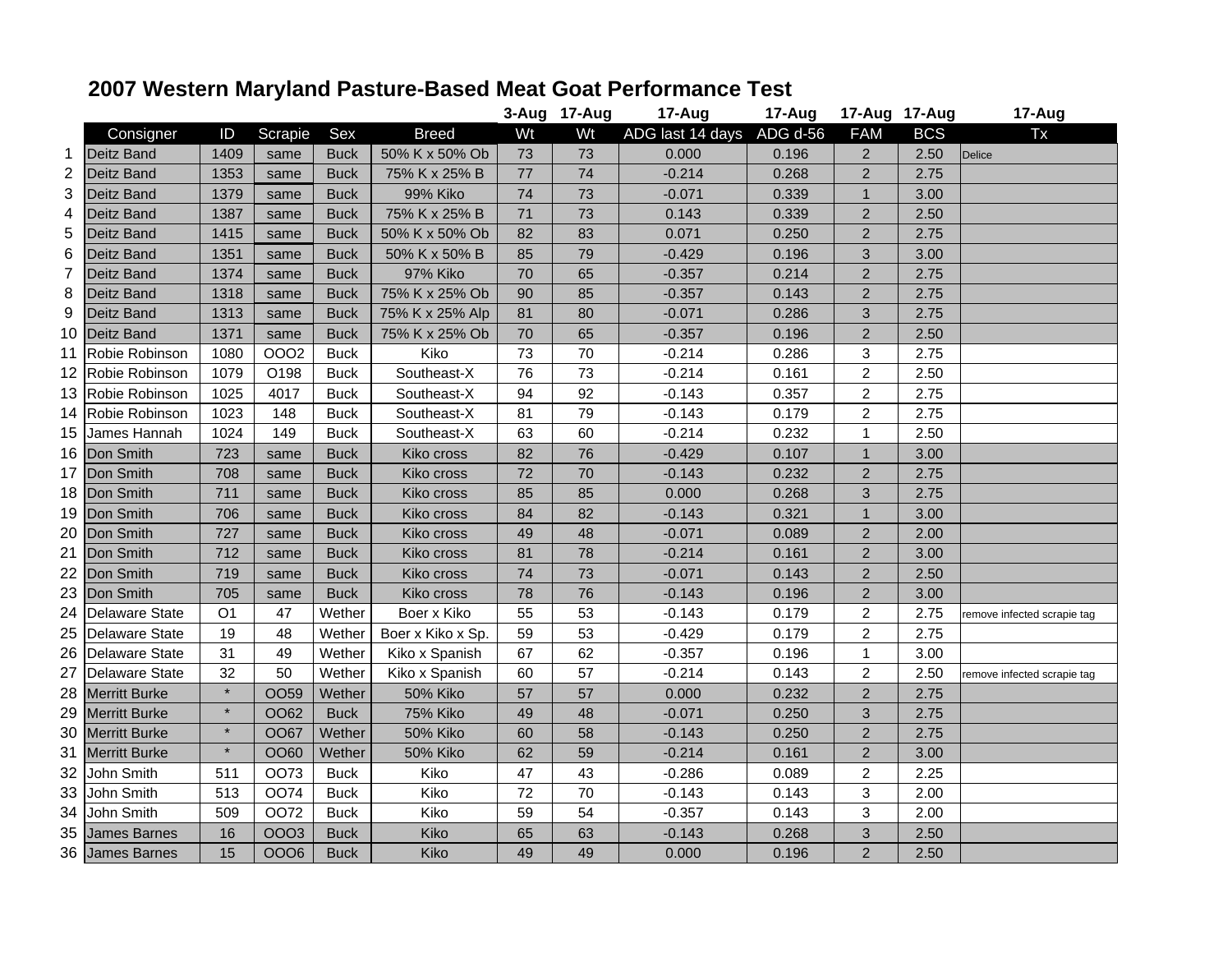# 2007 Western Maryland Pasture-Based Meat Goat Performance Test

| | | | | | | 3-Aug | 17-Aug | 17-Aug | 17-Aug | 17-Aug | 17-Aug | 17-Aug |
|---|---|---|---|---|---|---|---|---|---|---|---|---|
| | Consigner | ID | Scrapie | Sex | Breed | Wt | Wt | ADG last 14 days | ADG d-56 | FAM | BCS | Tx |
| 1 | Deitz Band | 1409 | same | Buck | 50% K x 50% Ob | 73 | 73 | 0.000 | 0.196 | 2 | 2.50 | Delice |
| 2 | Deitz Band | 1353 | same | Buck | 75% K x 25% B | 77 | 74 | -0.214 | 0.268 | 2 | 2.75 | |
| 3 | Deitz Band | 1379 | same | Buck | 99% Kiko | 74 | 73 | -0.071 | 0.339 | 1 | 3.00 | |
| 4 | Deitz Band | 1387 | same | Buck | 75% K x 25% B | 71 | 73 | 0.143 | 0.339 | 2 | 2.50 | |
| 5 | Deitz Band | 1415 | same | Buck | 50% K x 50% Ob | 82 | 83 | 0.071 | 0.250 | 2 | 2.75 | |
| 6 | Deitz Band | 1351 | same | Buck | 50% K x 50% B | 85 | 79 | -0.429 | 0.196 | 3 | 3.00 | |
| 7 | Deitz Band | 1374 | same | Buck | 97% Kiko | 70 | 65 | -0.357 | 0.214 | 2 | 2.75 | |
| 8 | Deitz Band | 1318 | same | Buck | 75% K x 25% Ob | 90 | 85 | -0.357 | 0.143 | 2 | 2.75 | |
| 9 | Deitz Band | 1313 | same | Buck | 75% K x 25% Alp | 81 | 80 | -0.071 | 0.286 | 3 | 2.75 | |
| 10 | Deitz Band | 1371 | same | Buck | 75% K x 25% Ob | 70 | 65 | -0.357 | 0.196 | 2 | 2.50 | |
| 11 | Robie Robinson | 1080 | OOO2 | Buck | Kiko | 73 | 70 | -0.214 | 0.286 | 3 | 2.75 | |
| 12 | Robie Robinson | 1079 | O198 | Buck | Southeast-X | 76 | 73 | -0.214 | 0.161 | 2 | 2.50 | |
| 13 | Robie Robinson | 1025 | 4017 | Buck | Southeast-X | 94 | 92 | -0.143 | 0.357 | 2 | 2.75 | |
| 14 | Robie Robinson | 1023 | 148 | Buck | Southeast-X | 81 | 79 | -0.143 | 0.179 | 2 | 2.75 | |
| 15 | James Hannah | 1024 | 149 | Buck | Southeast-X | 63 | 60 | -0.214 | 0.232 | 1 | 2.50 | |
| 16 | Don Smith | 723 | same | Buck | Kiko cross | 82 | 76 | -0.429 | 0.107 | 1 | 3.00 | |
| 17 | Don Smith | 708 | same | Buck | Kiko cross | 72 | 70 | -0.143 | 0.232 | 2 | 2.75 | |
| 18 | Don Smith | 711 | same | Buck | Kiko cross | 85 | 85 | 0.000 | 0.268 | 3 | 2.75 | |
| 19 | Don Smith | 706 | same | Buck | Kiko cross | 84 | 82 | -0.143 | 0.321 | 1 | 3.00 | |
| 20 | Don Smith | 727 | same | Buck | Kiko cross | 49 | 48 | -0.071 | 0.089 | 2 | 2.00 | |
| 21 | Don Smith | 712 | same | Buck | Kiko cross | 81 | 78 | -0.214 | 0.161 | 2 | 3.00 | |
| 22 | Don Smith | 719 | same | Buck | Kiko cross | 74 | 73 | -0.071 | 0.143 | 2 | 2.50 | |
| 23 | Don Smith | 705 | same | Buck | Kiko cross | 78 | 76 | -0.143 | 0.196 | 2 | 3.00 | |
| 24 | Delaware State | O1 | 47 | Wether | Boer x Kiko | 55 | 53 | -0.143 | 0.179 | 2 | 2.75 | remove infected scrapie tag |
| 25 | Delaware State | 19 | 48 | Wether | Boer x Kiko x Sp. | 59 | 53 | -0.429 | 0.179 | 2 | 2.75 | |
| 26 | Delaware State | 31 | 49 | Wether | Kiko x Spanish | 67 | 62 | -0.357 | 0.196 | 1 | 3.00 | |
| 27 | Delaware State | 32 | 50 | Wether | Kiko x Spanish | 60 | 57 | -0.214 | 0.143 | 2 | 2.50 | remove infected scrapie tag |
| 28 | Merritt Burke | * | OO59 | Wether | 50% Kiko | 57 | 57 | 0.000 | 0.232 | 2 | 2.75 | |
| 29 | Merritt Burke | * | OO62 | Buck | 75% Kiko | 49 | 48 | -0.071 | 0.250 | 3 | 2.75 | |
| 30 | Merritt Burke | * | OO67 | Wether | 50% Kiko | 60 | 58 | -0.143 | 0.250 | 2 | 2.75 | |
| 31 | Merritt Burke | * | OO60 | Wether | 50% Kiko | 62 | 59 | -0.214 | 0.161 | 2 | 3.00 | |
| 32 | John Smith | 511 | OO73 | Buck | Kiko | 47 | 43 | -0.286 | 0.089 | 2 | 2.25 | |
| 33 | John Smith | 513 | OO74 | Buck | Kiko | 72 | 70 | -0.143 | 0.143 | 3 | 2.00 | |
| 34 | John Smith | 509 | OO72 | Buck | Kiko | 59 | 54 | -0.357 | 0.143 | 3 | 2.00 | |
| 35 | James Barnes | 16 | OOO3 | Buck | Kiko | 65 | 63 | -0.143 | 0.268 | 3 | 2.50 | |
| 36 | James Barnes | 15 | OOO6 | Buck | Kiko | 49 | 49 | 0.000 | 0.196 | 2 | 2.50 | |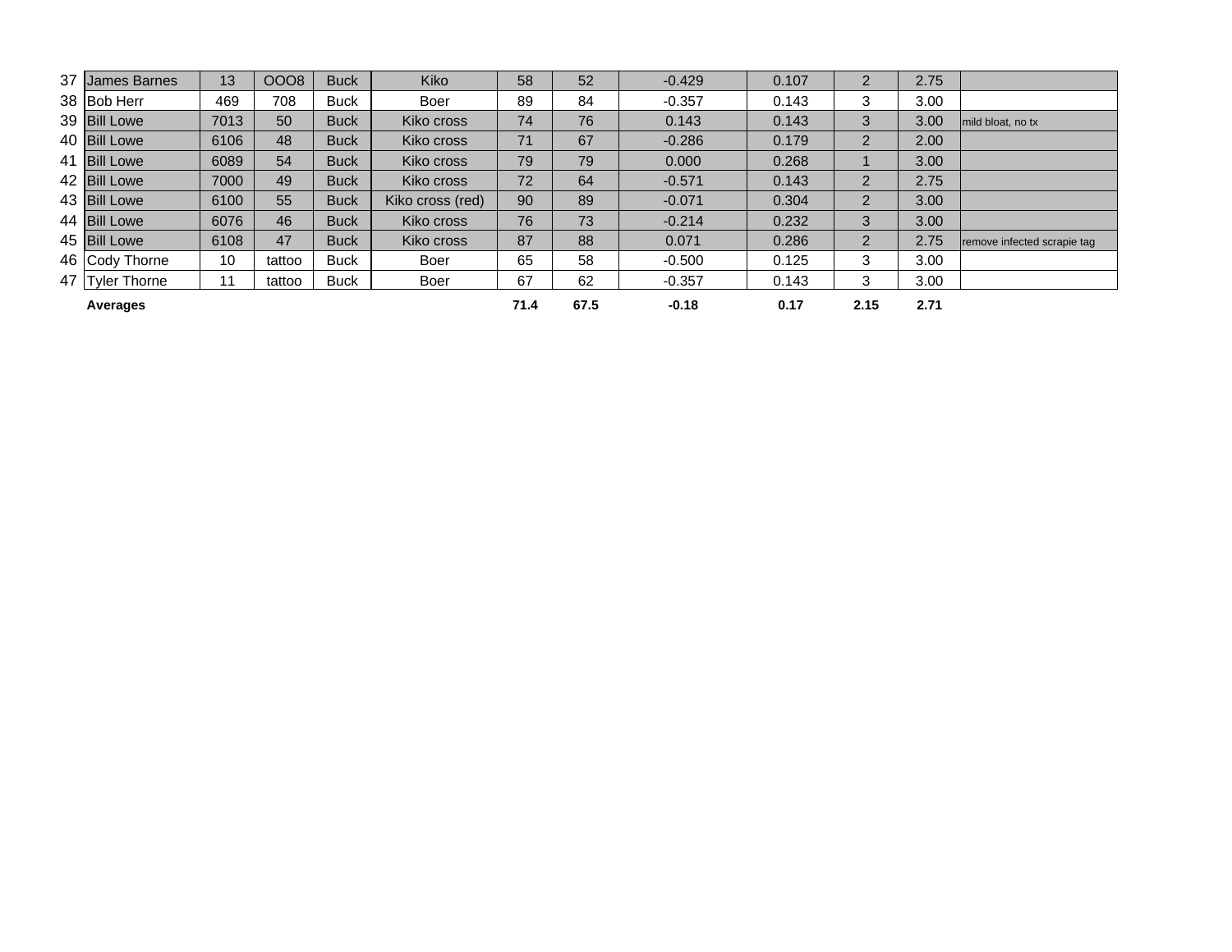| | | | | | | | | | | | | |
|---|---|---|---|---|---|---|---|---|---|---|---|---|
| 37 | James Barnes | 13 | OOO8 | Buck | Kiko | 58 | 52 | -0.429 | 0.107 | 2 | 2.75 | |
| 38 | Bob Herr | 469 | 708 | Buck | Boer | 89 | 84 | -0.357 | 0.143 | 3 | 3.00 | |
| 39 | Bill Lowe | 7013 | 50 | Buck | Kiko cross | 74 | 76 | 0.143 | 0.143 | 3 | 3.00 | mild bloat, no tx |
| 40 | Bill Lowe | 6106 | 48 | Buck | Kiko cross | 71 | 67 | -0.286 | 0.179 | 2 | 2.00 | |
| 41 | Bill Lowe | 6089 | 54 | Buck | Kiko cross | 79 | 79 | 0.000 | 0.268 | 1 | 3.00 | |
| 42 | Bill Lowe | 7000 | 49 | Buck | Kiko cross | 72 | 64 | -0.571 | 0.143 | 2 | 2.75 | |
| 43 | Bill Lowe | 6100 | 55 | Buck | Kiko cross (red) | 90 | 89 | -0.071 | 0.304 | 2 | 3.00 | |
| 44 | Bill Lowe | 6076 | 46 | Buck | Kiko cross | 76 | 73 | -0.214 | 0.232 | 3 | 3.00 | |
| 45 | Bill Lowe | 6108 | 47 | Buck | Kiko cross | 87 | 88 | 0.071 | 0.286 | 2 | 2.75 | remove infected scrapie tag |
| 46 | Cody Thorne | 10 | tattoo | Buck | Boer | 65 | 58 | -0.500 | 0.125 | 3 | 3.00 | |
| 47 | Tyler Thorne | 11 | tattoo | Buck | Boer | 67 | 62 | -0.357 | 0.143 | 3 | 3.00 | |
| | **Averages** | | | | | **71.4** | **67.5** | **-0.18** | **0.17** | **2.15** | **2.71** | |